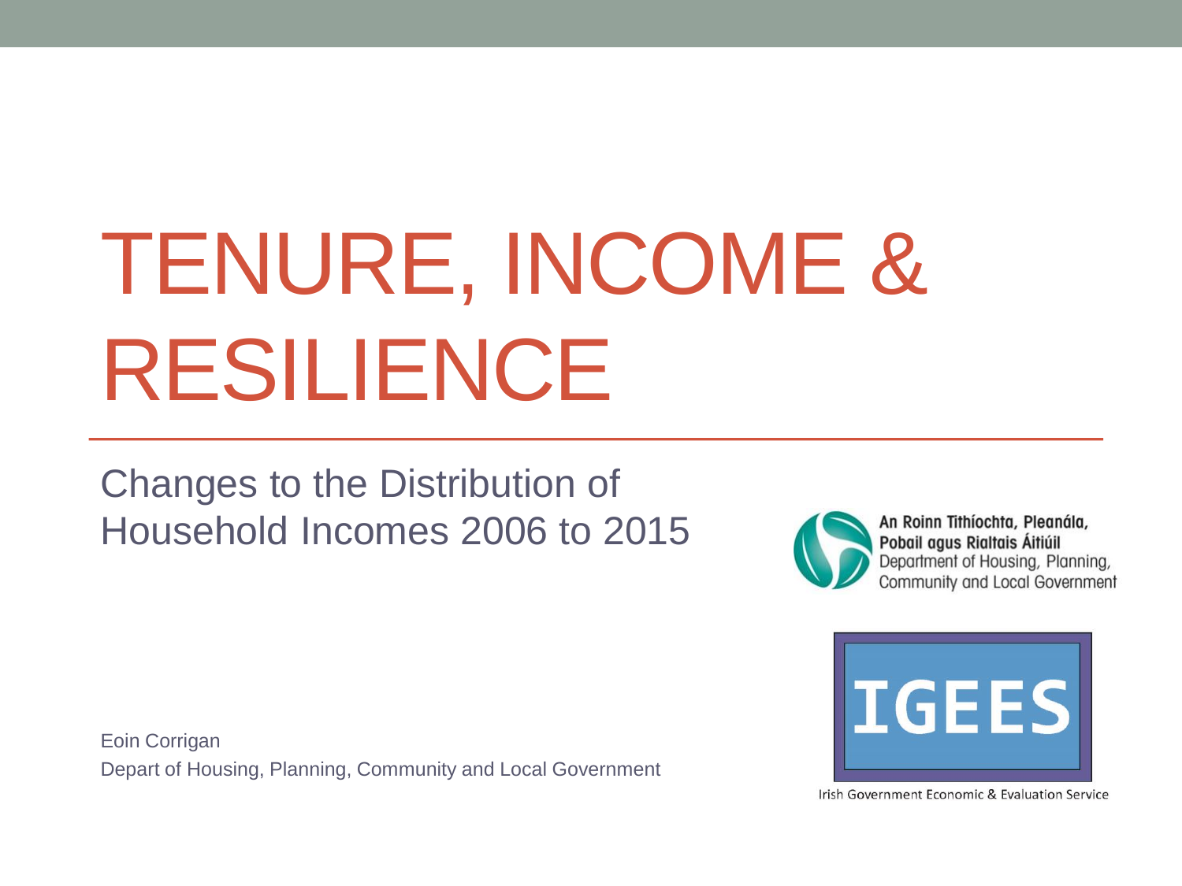# TENURE, INCOME & RESILIENCE

## Changes to the Distribution of Household Incomes 2006 to 2015

An Roinn Tithíochta, Pleanála, Pobail agus Rialtais Áitiúil
Department of Housing, Planning, Community and Local Government

IGEES
Irish Government Economic & Evaluation Service

Eoin Corrigan
Depart of Housing, Planning, Community and Local Government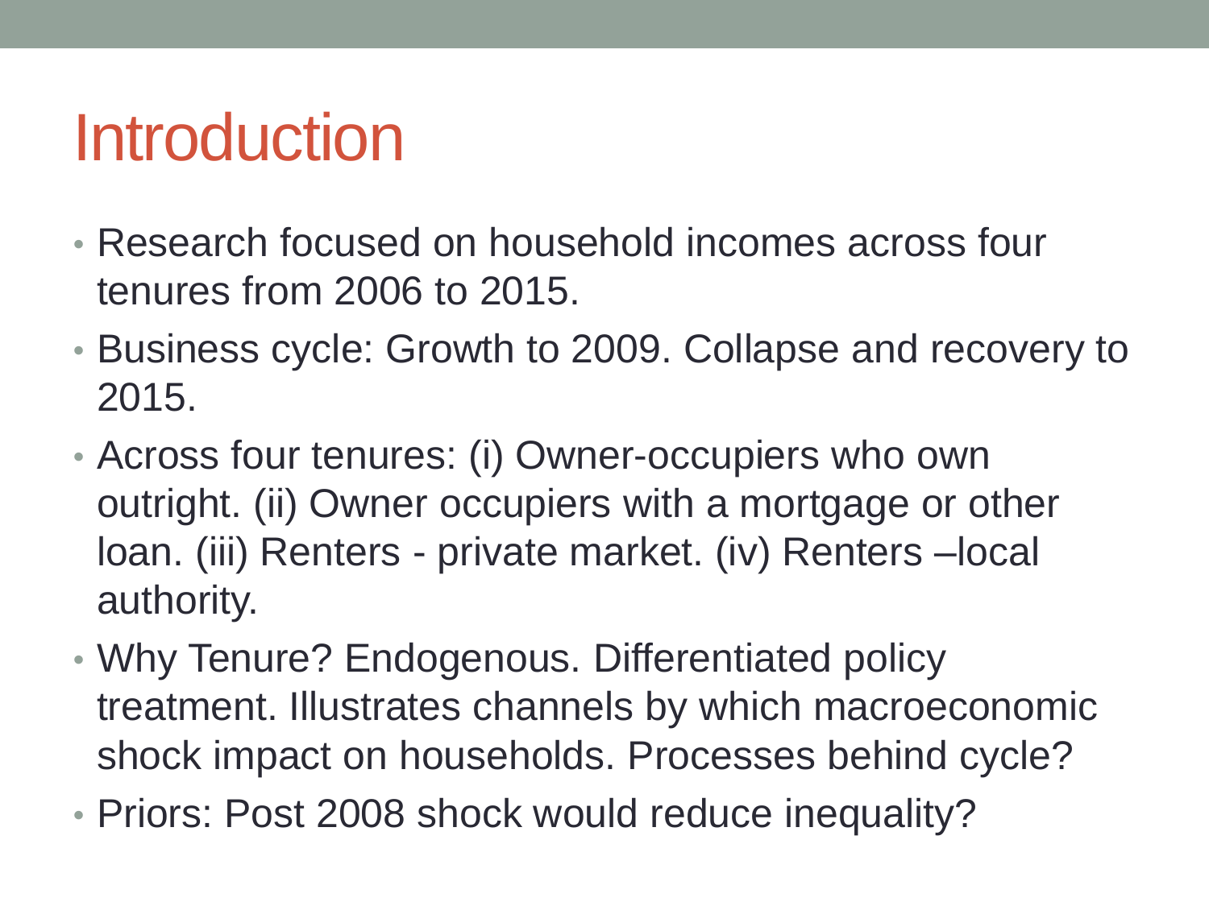# Introduction

- Research focused on household incomes across four tenures from 2006 to 2015.
- Business cycle: Growth to 2009. Collapse and recovery to 2015.
- Across four tenures: (i) Owner-occupiers who own outright. (ii) Owner occupiers with a mortgage or other loan. (iii) Renters - private market. (iv) Renters –local authority.
- Why Tenure? Endogenous. Differentiated policy treatment. Illustrates channels by which macroeconomic shock impact on households. Processes behind cycle?
- Priors: Post 2008 shock would reduce inequality?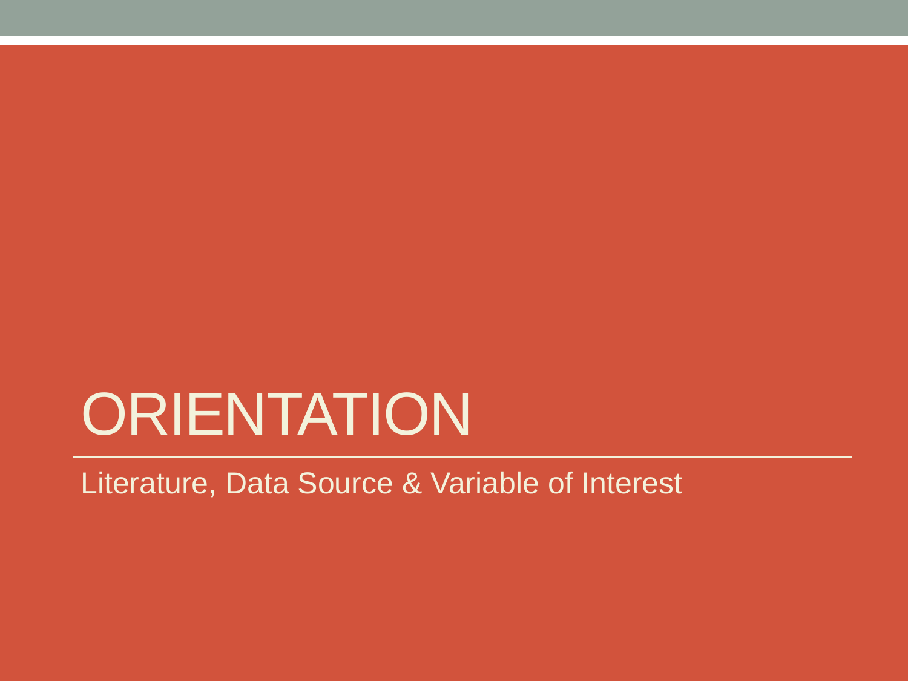# ORIENTATION

Literature, Data Source & Variable of Interest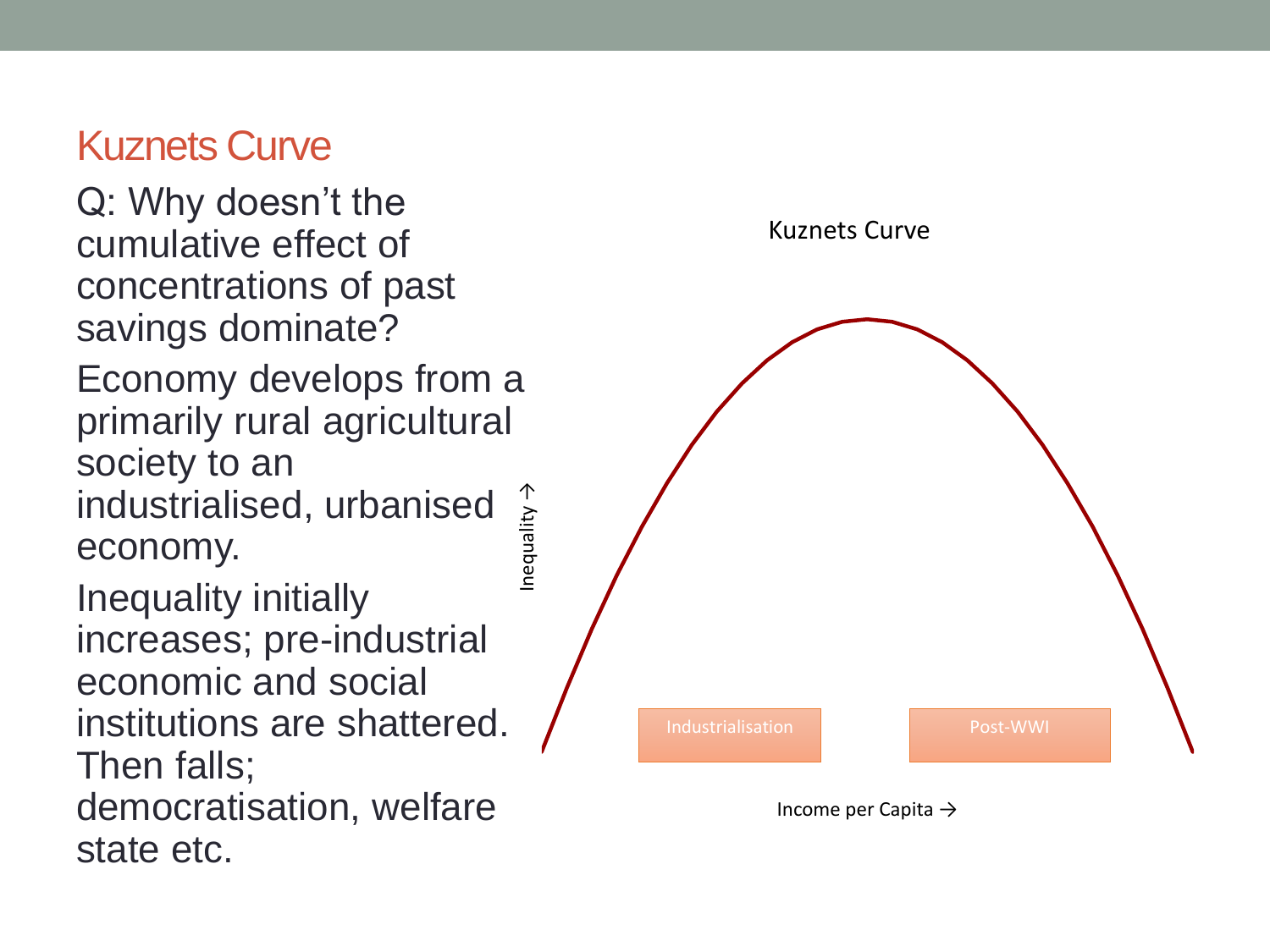## Kuznets Curve

Q: Why doesn't the cumulative effect of concentrations of past savings dominate?

Economy develops from a primarily rural agricultural society to an industrialised, urbanised economy.

Inequality initially increases; pre-industrial economic and social institutions are shattered. Then falls; democratisation, welfare state etc.

Kuznets Curve

Inequality →

Industrialisation

Post-WWI

Income per Capita →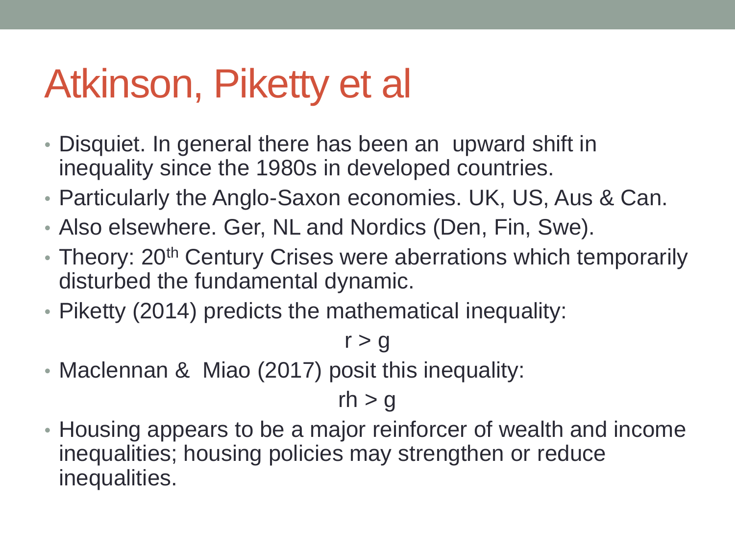# Atkinson, Piketty et al

- Disquiet. In general there has been an upward shift in inequality since the 1980s in developed countries.
- Particularly the Anglo-Saxon economies. UK, US, Aus & Can.
- Also elsewhere. Ger, NL and Nordics (Den, Fin, Swe).
- Theory: 20th Century Crises were aberrations which temporarily disturbed the fundamental dynamic.
- Piketty (2014) predicts the mathematical inequality:

$$r > g$$

- Maclennan & Miao (2017) posit this inequality:

$$rh > g$$

- Housing appears to be a major reinforcer of wealth and income inequalities; housing policies may strengthen or reduce inequalities.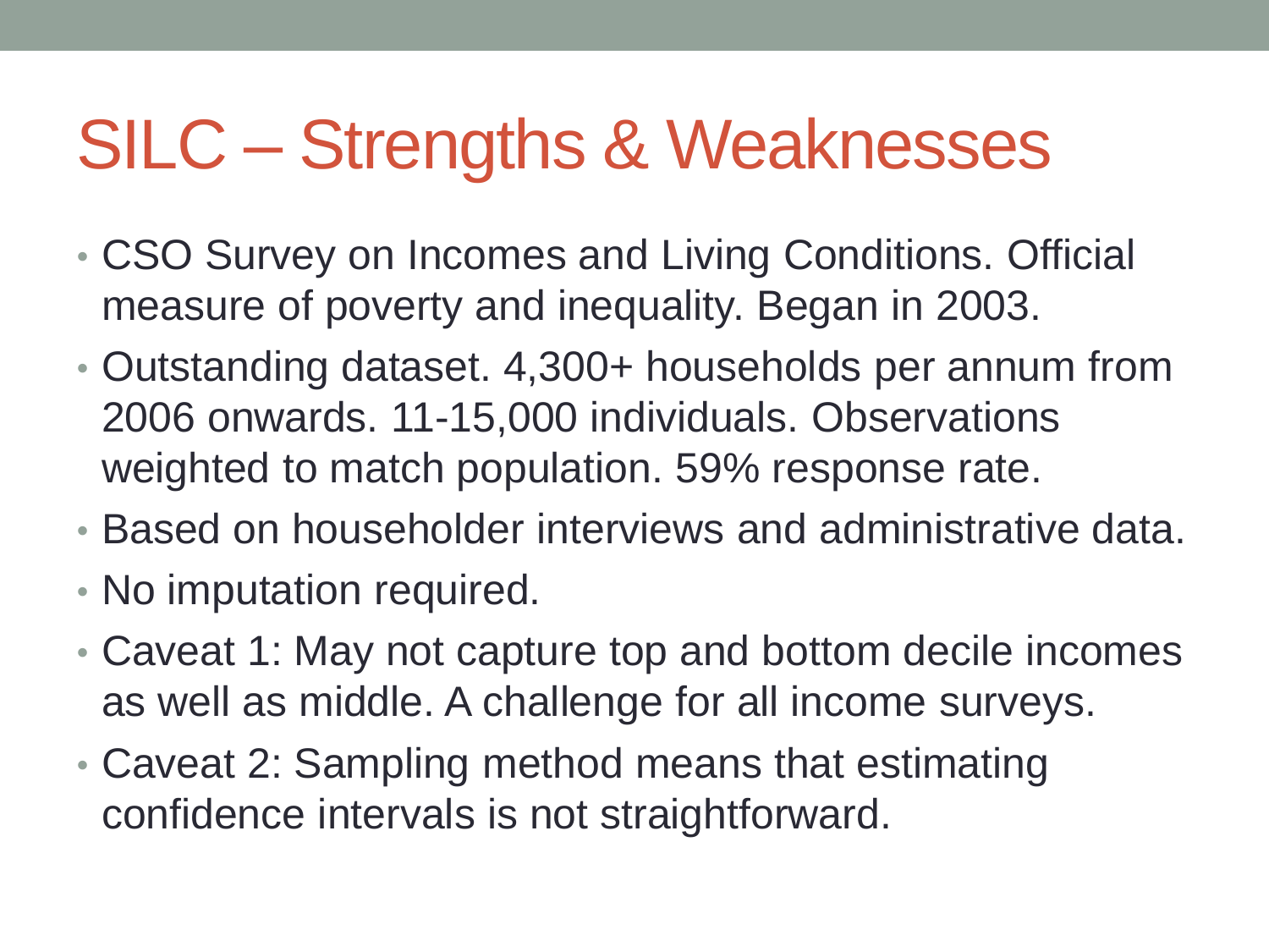# SILC – Strengths & Weaknesses

- CSO Survey on Incomes and Living Conditions. Official measure of poverty and inequality. Began in 2003.
- Outstanding dataset. 4,300+ households per annum from 2006 onwards. 11-15,000 individuals. Observations weighted to match population. 59% response rate.
- Based on householder interviews and administrative data.
- No imputation required.
- Caveat 1: May not capture top and bottom decile incomes as well as middle. A challenge for all income surveys.
- Caveat 2: Sampling method means that estimating confidence intervals is not straightforward.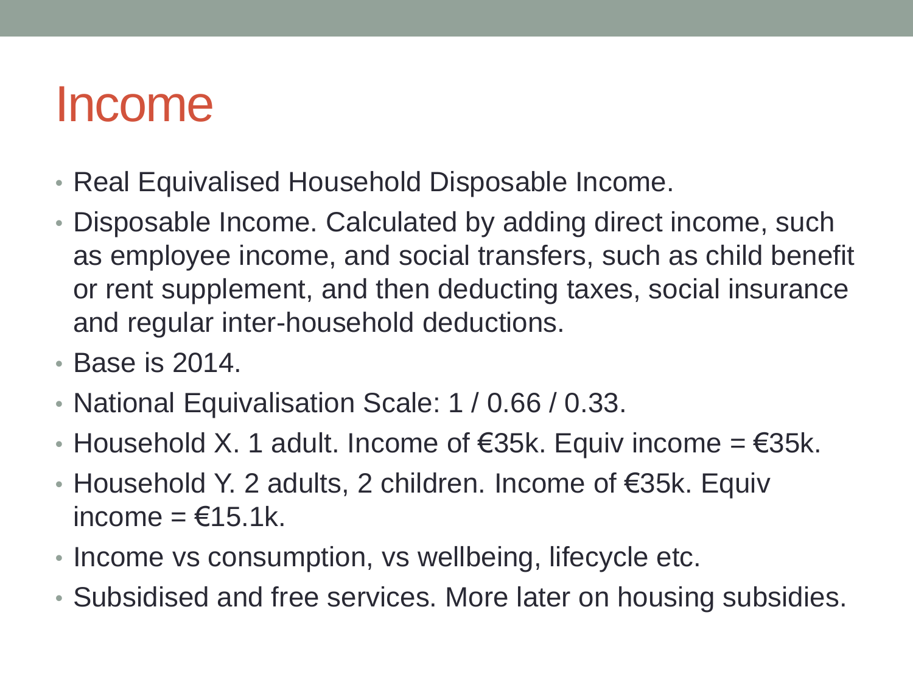# Income

- Real Equivalised Household Disposable Income.
- Disposable Income. Calculated by adding direct income, such as employee income, and social transfers, such as child benefit or rent supplement, and then deducting taxes, social insurance and regular inter-household deductions.
- Base is 2014.
- National Equivalisation Scale: 1 / 0.66 / 0.33.
- Household X. 1 adult. Income of €35k. Equiv income = €35k.
- Household Y. 2 adults, 2 children. Income of €35k. Equiv income = €15.1k.
- Income vs consumption, vs wellbeing, lifecycle etc.
- Subsidised and free services. More later on housing subsidies.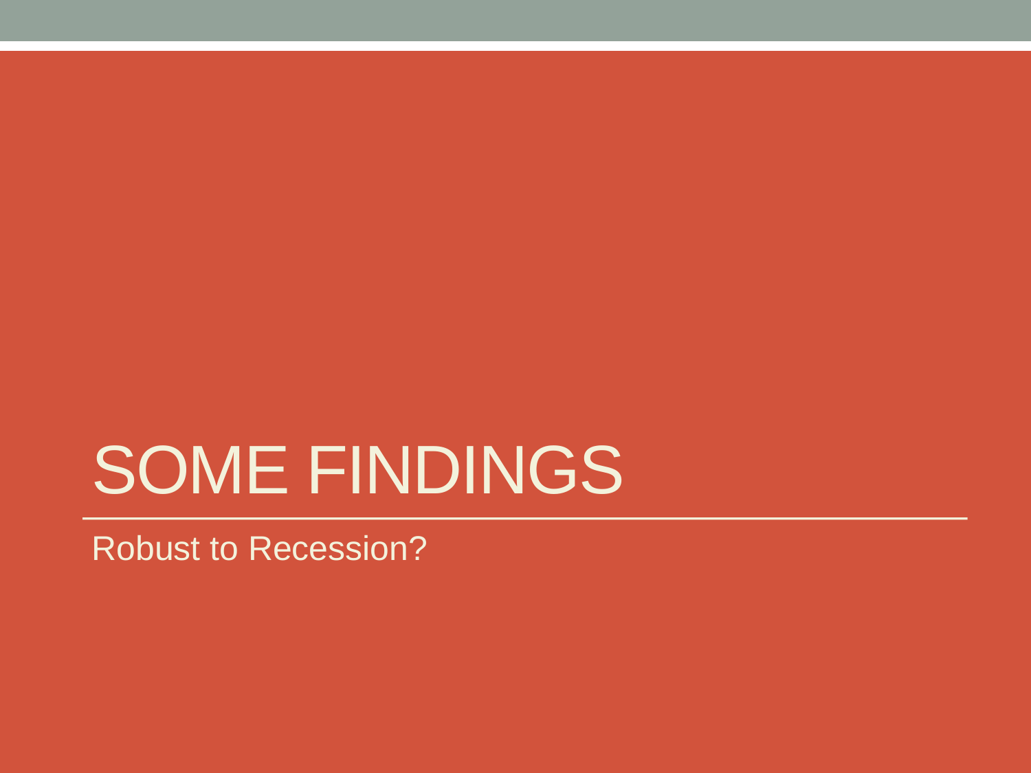# SOME FINDINGS

Robust to Recession?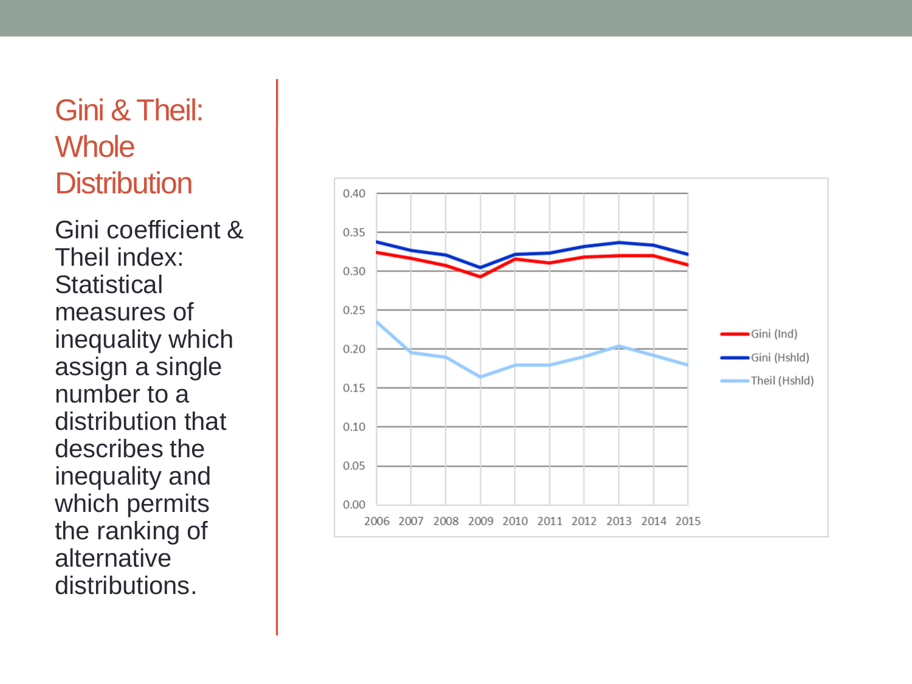# Gini & Theil: Whole Distribution

Gini coefficient & Theil index: Statistical measures of inequality which assign a single number to a distribution that describes the inequality and which permits the ranking of alternative distributions.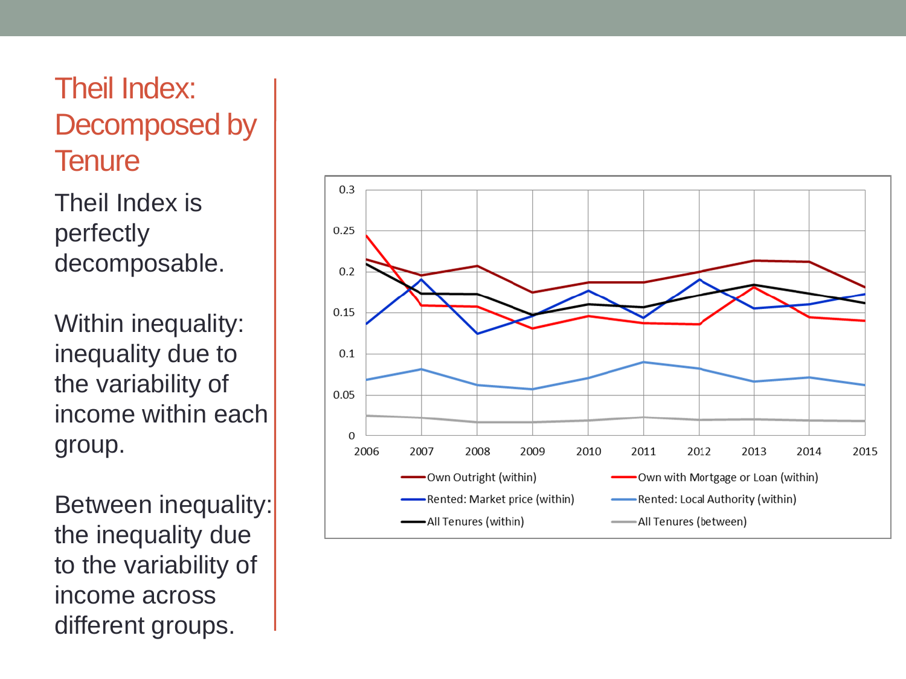# Theil Index: Decomposed by Tenure

Theil Index is perfectly decomposable.

Within inequality: inequality due to the variability of income within each group.

Between inequality: the inequality due to the variability of income across different groups.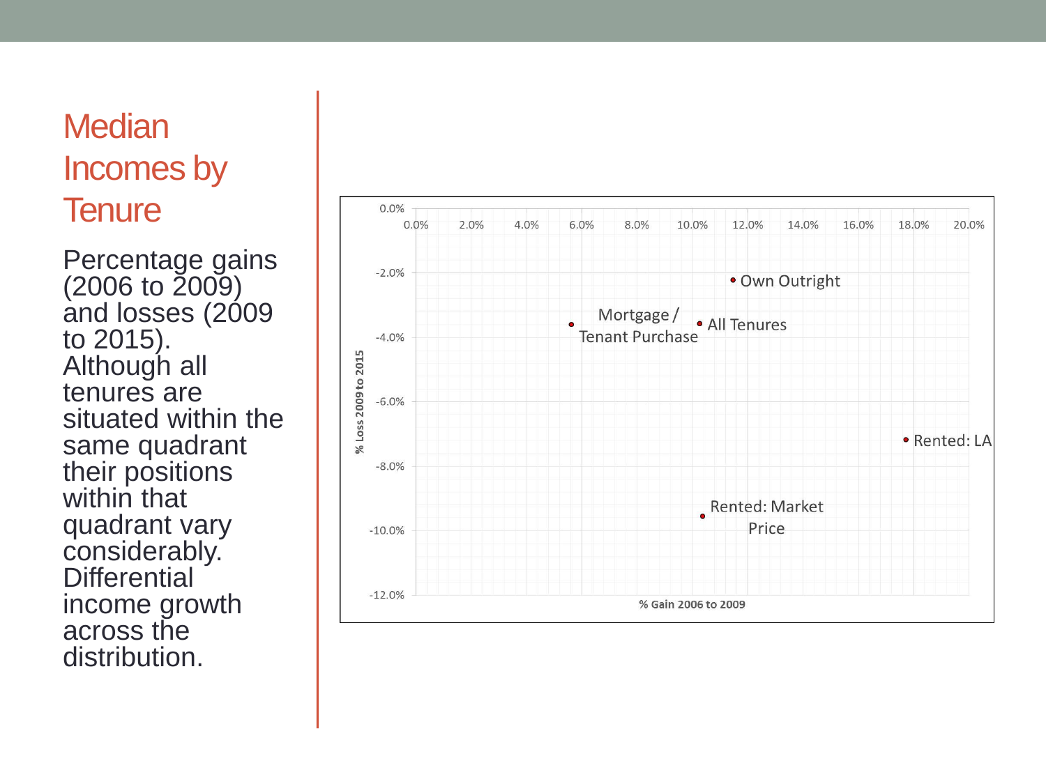# Median Incomes by Tenure

Percentage gains (2006 to 2009) and losses (2009 to 2015). Although all tenures are situated within the same quadrant their positions within that quadrant vary considerably. Differential income growth across the distribution.

% Loss 2009 to 2015

Own Outright

Mortgage / Tenant Purchase

All Tenures

Rented: LA

Rented: Market Price

% Gain 2006 to 2009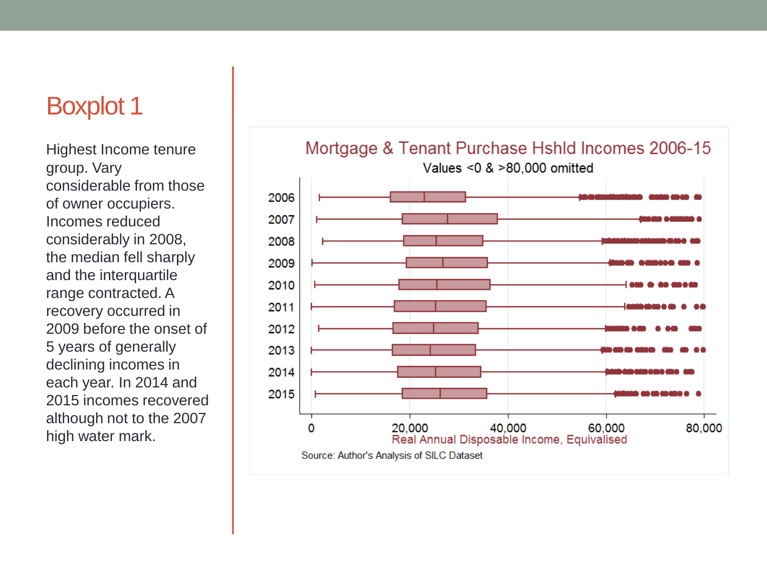# Boxplot 1

Highest Income tenure group. Vary considerable from those of owner occupiers. Incomes reduced considerably in 2008, the median fell sharply and the interquartile range contracted. A recovery occurred in 2009 before the onset of 5 years of generally declining incomes in each year. In 2014 and 2015 incomes recovered although not to the 2007 high water mark.

Mortgage & Tenant Purchase Hshld Incomes 2006-15

Values <0 & >80,000 omitted

Real Annual Disposable Income, Equivalised

Source: Author's Analysis of SILC Dataset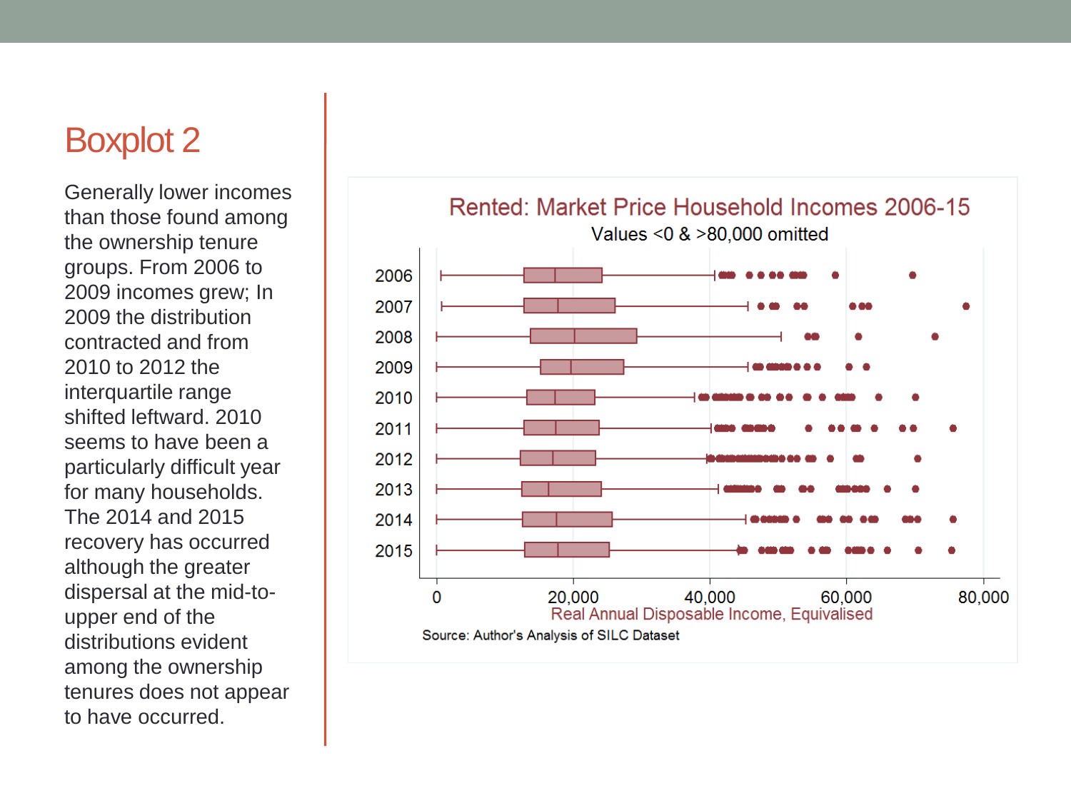# Boxplot 2

Generally lower incomes than those found among the ownership tenure groups. From 2006 to 2009 incomes grew; In 2009 the distribution contracted and from 2010 to 2012 the interquartile range shifted leftward. 2010 seems to have been a particularly difficult year for many households. The 2014 and 2015 recovery has occurred although the greater dispersal at the mid-to-upper end of the distributions evident among the ownership tenures does not appear to have occurred.

Rented: Market Price Household Incomes 2006-15

Values <0 & >80,000 omitted

Real Annual Disposable Income, Equivalised

Source: Author's Analysis of SILC Dataset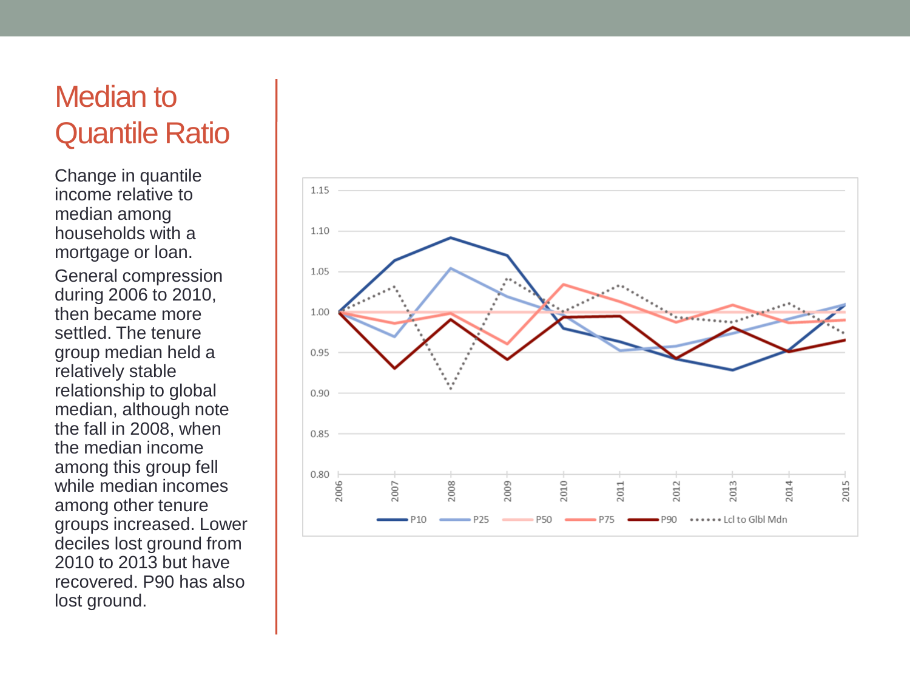# Median to Quantile Ratio

Change in quantile income relative to median among households with a mortgage or loan.

General compression during 2006 to 2010, then became more settled. The tenure group median held a relatively stable relationship to global median, although note the fall in 2008, when the median income among this group fell while median incomes among other tenure groups increased. Lower deciles lost ground from 2010 to 2013 but have recovered. P90 has also lost ground.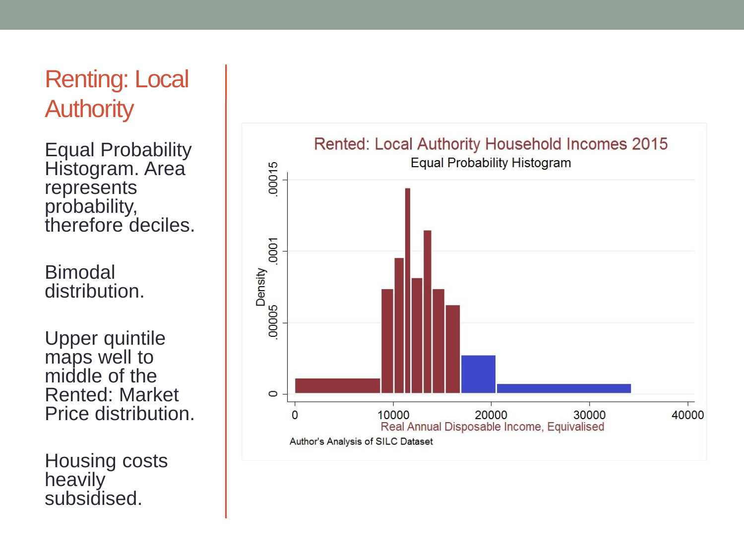# Renting: Local Authority

Equal Probability Histogram. Area represents probability, therefore deciles.

Bimodal distribution.

Upper quintile maps well to middle of the Rented: Market Price distribution.

Housing costs heavily subsidised.

Rented: Local Authority Household Incomes 2015

Equal Probability Histogram

Density

0 .00005 .0001 .00015

0 10000 20000 30000 40000

Real Annual Disposable Income, Equivalised

Author's Analysis of SILC Dataset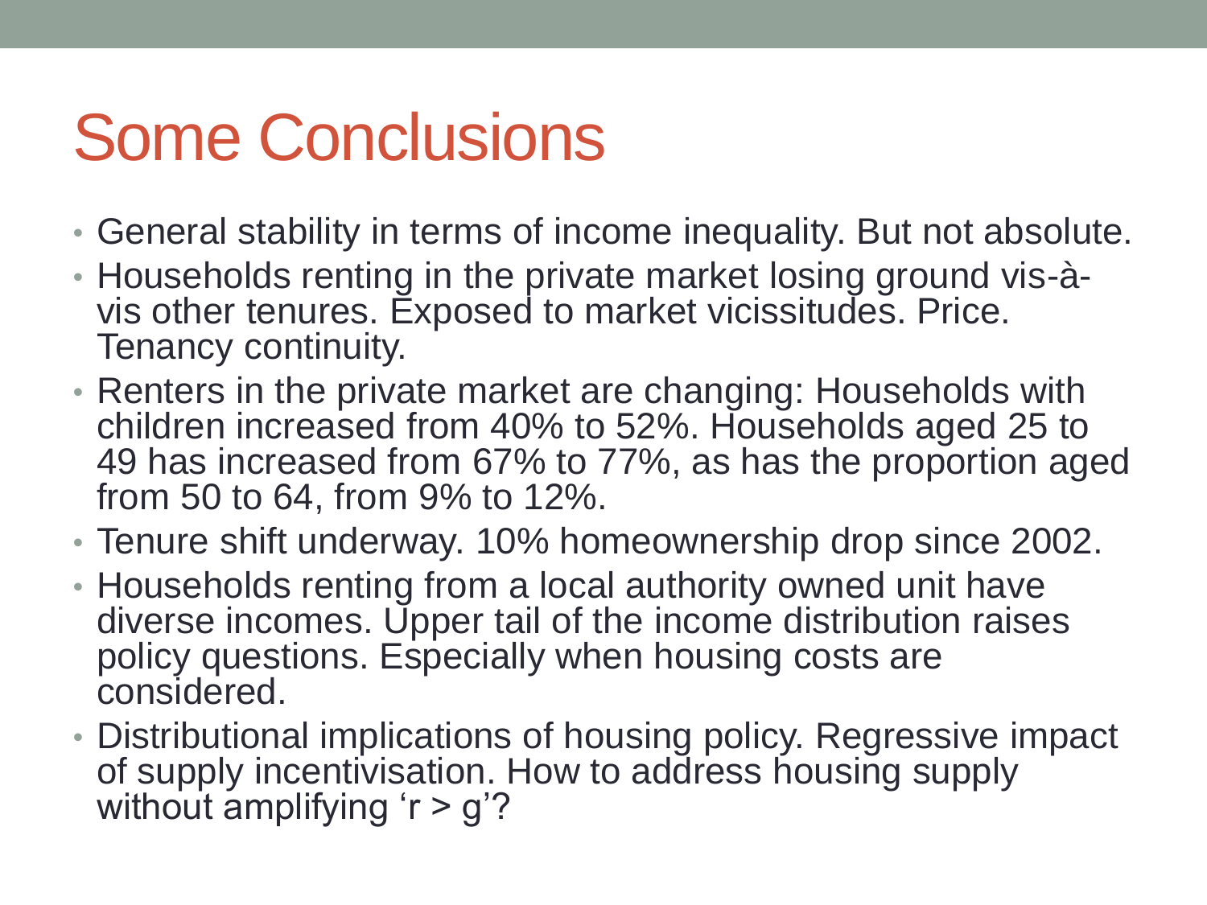# Some Conclusions

- General stability in terms of income inequality. But not absolute.
- Households renting in the private market losing ground vis-à-vis other tenures. Exposed to market vicissitudes. Price. Tenancy continuity.
- Renters in the private market are changing: Households with children increased from 40% to 52%. Households aged 25 to 49 has increased from 67% to 77%, as has the proportion aged from 50 to 64, from 9% to 12%.
- Tenure shift underway. 10% homeownership drop since 2002.
- Households renting from a local authority owned unit have diverse incomes. Upper tail of the income distribution raises policy questions. Especially when housing costs are considered.
- Distributional implications of housing policy. Regressive impact of supply incentivisation. How to address housing supply without amplifying 'r > g'?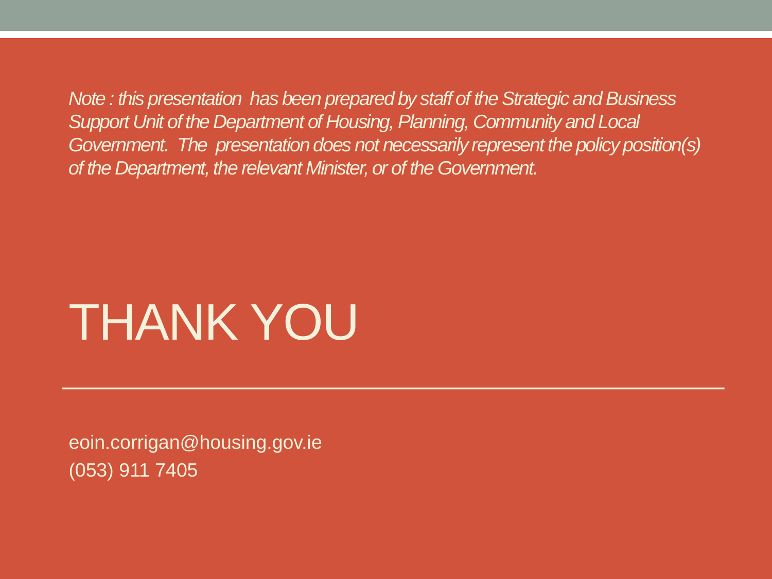*Note : this presentation has been prepared by staff of the Strategic and Business Support Unit of the Department of Housing, Planning, Community and Local Government. The presentation does not necessarily represent the policy position(s) of the Department, the relevant Minister, or of the Government.*

# THANK YOU

eoin.corrigan@housing.gov.ie
(053) 911 7405